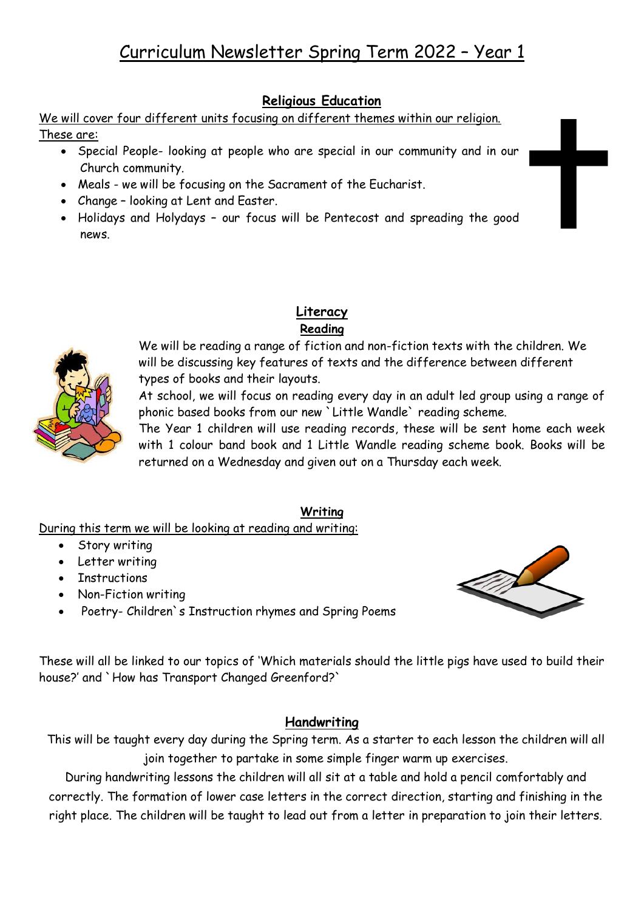# Curriculum Newsletter Spring Term 2022 – Year 1

## Religious Education

We will cover four different units focusing on different themes within our religion. These are:

- Special People- looking at people who are special in our community and in our Church community.
- Meals - we will be focusing on the Sacrament of the Eucharist.
- Change – looking at Lent and Easter.
- Holidays and Holydays – our focus will be Pentecost and spreading the good news.

## Literacy

### Reading

We will be reading a range of fiction and non-fiction texts with the children. We will be discussing key features of texts and the difference between different types of books and their layouts.

At school, we will focus on reading every day in an adult led group using a range of phonic based books from our new `Little Wandle` reading scheme.

The Year 1 children will use reading records, these will be sent home each week with 1 colour band book and 1 Little Wandle reading scheme book. Books will be returned on a Wednesday and given out on a Thursday each week.

### Writing

During this term we will be looking at reading and writing:

- Story writing
- Letter writing
- Instructions
- Non-Fiction writing
- Poetry- Children`s Instruction rhymes and Spring Poems

These will all be linked to our topics of 'Which materials should the little pigs have used to build their house?' and `How has Transport Changed Greenford?`

### Handwriting

This will be taught every day during the Spring term. As a starter to each lesson the children will all join together to partake in some simple finger warm up exercises.

During handwriting lessons the children will all sit at a table and hold a pencil comfortably and correctly. The formation of lower case letters in the correct direction, starting and finishing in the right place. The children will be taught to lead out from a letter in preparation to join their letters.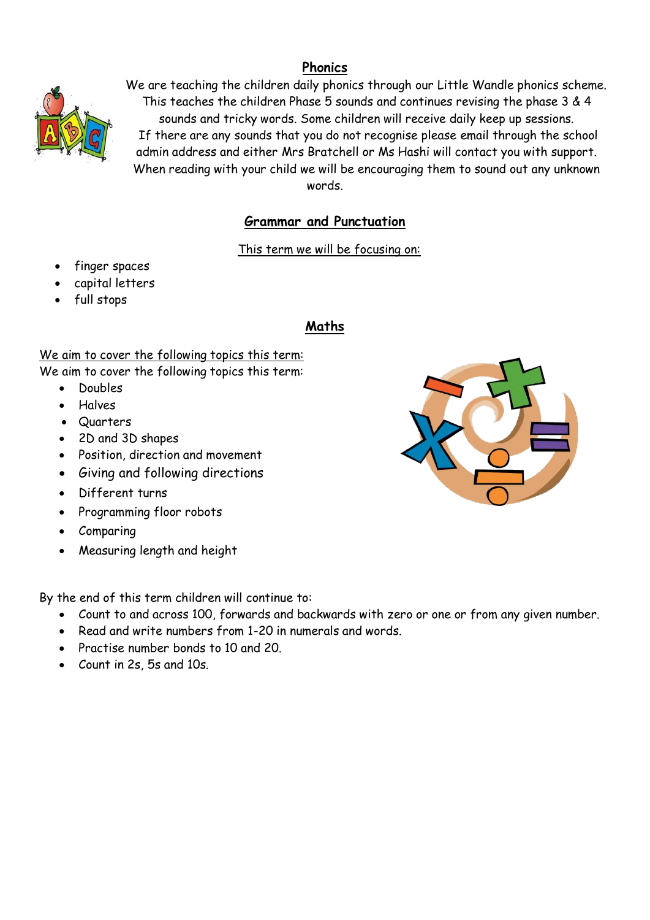## Phonics

We are teaching the children daily phonics through our Little Wandle phonics scheme. This teaches the children Phase 5 sounds and continues revising the phase 3 & 4 sounds and tricky words. Some children will receive daily keep up sessions.
If there are any sounds that you do not recognise please email through the school admin address and either Mrs Bratchell or Ms Hashi will contact you with support.
When reading with your child we will be encouraging them to sound out any unknown words.

## Grammar and Punctuation

This term we will be focusing on:

- finger spaces
- capital letters
- full stops

## Maths

We aim to cover the following topics this term:
We aim to cover the following topics this term:

- Doubles
- Halves
- Quarters
- 2D and 3D shapes
- Position, direction and movement
- Giving and following directions
- Different turns
- Programming floor robots
- Comparing
- Measuring length and height

By the end of this term children will continue to:

- Count to and across 100, forwards and backwards with zero or one or from any given number.
- Read and write numbers from 1-20 in numerals and words.
- Practise number bonds to 10 and 20.
- Count in 2s, 5s and 10s.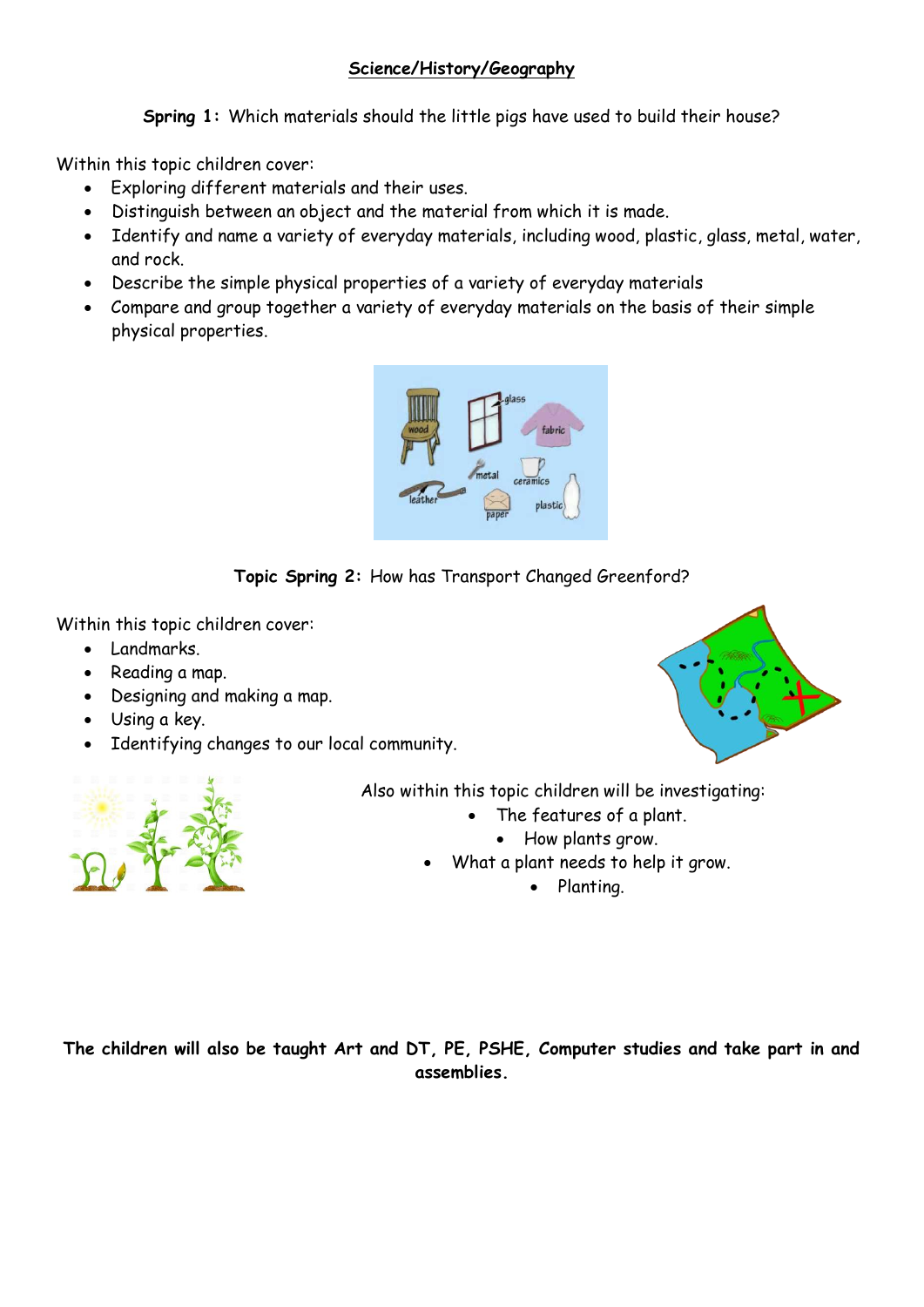## Science/History/Geography

**Spring 1:** Which materials should the little pigs have used to build their house?

Within this topic children cover:

- Exploring different materials and their uses.
- Distinguish between an object and the material from which it is made.
- Identify and name a variety of everyday materials, including wood, plastic, glass, metal, water, and rock.
- Describe the simple physical properties of a variety of everyday materials
- Compare and group together a variety of everyday materials on the basis of their simple physical properties.

**Topic Spring 2:** How has Transport Changed Greenford?

Within this topic children cover:

- Landmarks.
- Reading a map.
- Designing and making a map.
- Using a key.
- Identifying changes to our local community.

Also within this topic children will be investigating:

- The features of a plant.
- How plants grow.
- What a plant needs to help it grow.
- Planting.

**The children will also be taught Art and DT, PE, PSHE, Computer studies and take part in and assemblies.**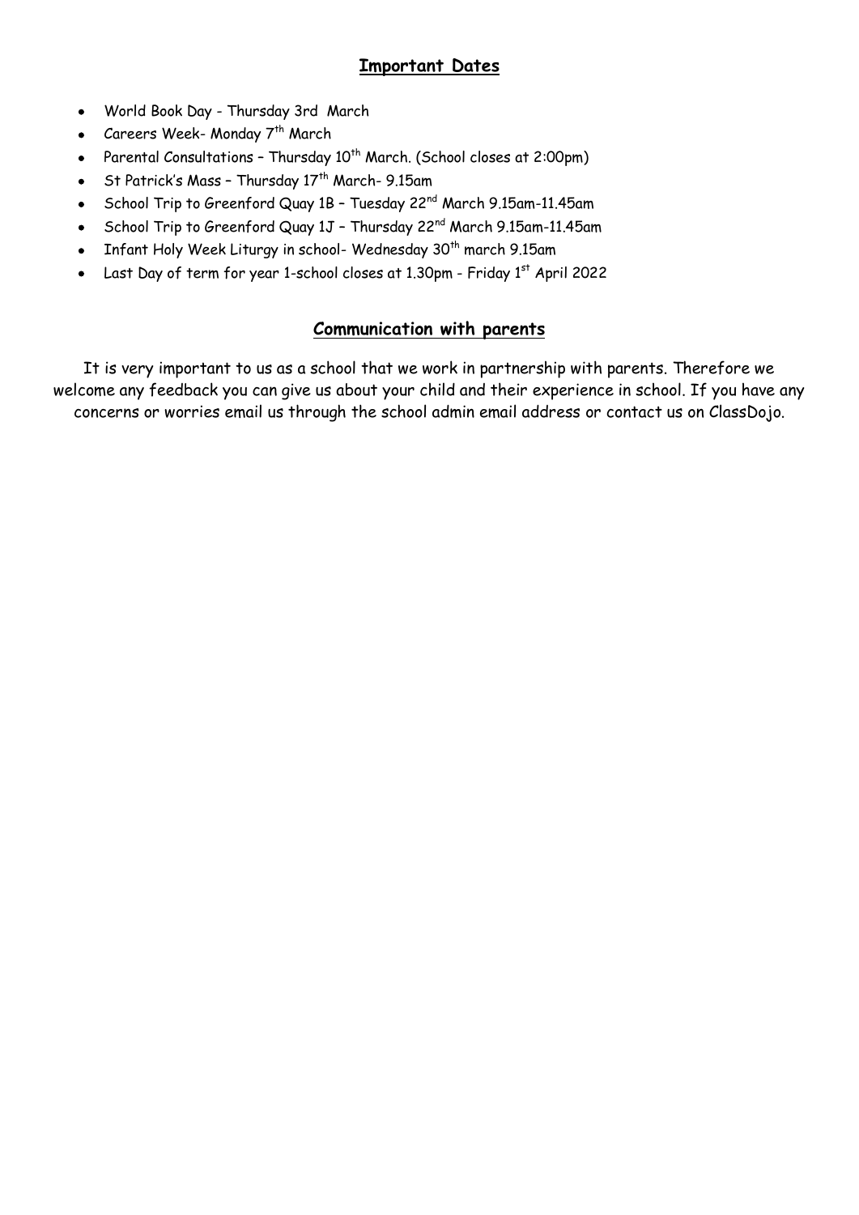## Important Dates

- World Book Day - Thursday 3rd March
- Careers Week- Monday 7th March
- Parental Consultations – Thursday 10th March. (School closes at 2:00pm)
- St Patrick's Mass – Thursday 17th March- 9.15am
- School Trip to Greenford Quay 1B – Tuesday 22nd March 9.15am-11.45am
- School Trip to Greenford Quay 1J – Thursday 22nd March 9.15am-11.45am
- Infant Holy Week Liturgy in school- Wednesday 30th march 9.15am
- Last Day of term for year 1-school closes at 1.30pm - Friday 1st April 2022

## Communication with parents

It is very important to us as a school that we work in partnership with parents. Therefore we welcome any feedback you can give us about your child and their experience in school. If you have any concerns or worries email us through the school admin email address or contact us on ClassDojo.